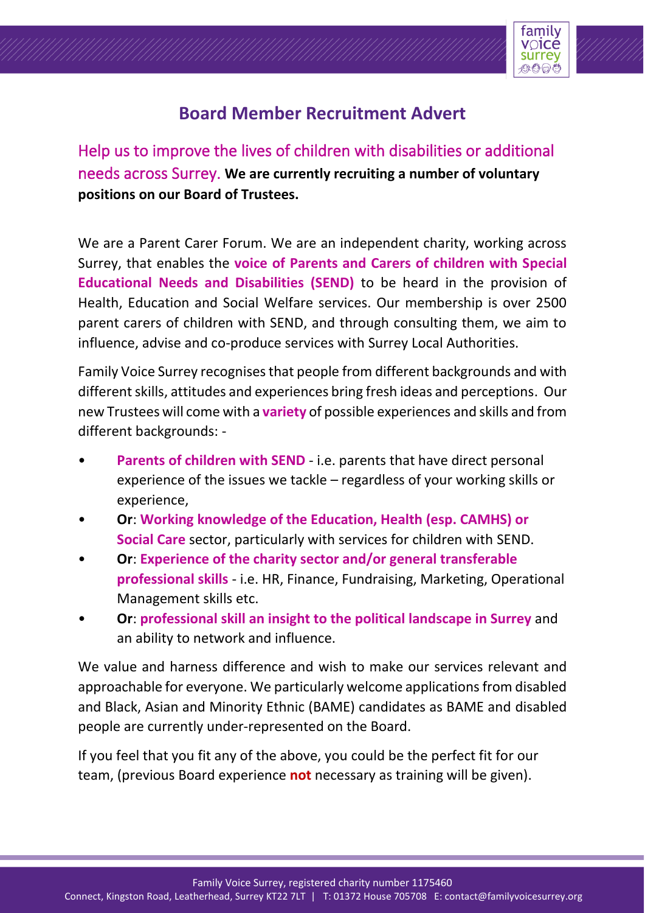# Board Member Recruitment Advert

## Help us to improve the lives of children with disabilities or additional needs across Surrey. **We are currently recruiting a number of voluntary positions on our Board of Trustees.**

We are a Parent Carer Forum. We are an independent charity, working across Surrey, that enables the **voice of Parents and Carers of children with Special Educational Needs and Disabilities (SEND)** to be heard in the provision of Health, Education and Social Welfare services. Our membership is over 2500 parent carers of children with SEND, and through consulting them, we aim to influence, advise and co-produce services with Surrey Local Authorities.

Family Voice Surrey recognises that people from different backgrounds and with different skills, attitudes and experiences bring fresh ideas and perceptions. Our new Trustees will come with a **variety** of possible experiences and skills and from different backgrounds: -

- **Parents of children with SEND** - i.e. parents that have direct personal experience of the issues we tackle – regardless of your working skills or experience,
- **Or**: **Working knowledge of the Education, Health (esp. CAMHS) or Social Care** sector, particularly with services for children with SEND.
- **Or**: **Experience of the charity sector and/or general transferable professional skills** - i.e. HR, Finance, Fundraising, Marketing, Operational Management skills etc.
- **Or**: **professional skill an insight to the political landscape in Surrey** and an ability to network and influence.

We value and harness difference and wish to make our services relevant and approachable for everyone. We particularly welcome applications from disabled and Black, Asian and Minority Ethnic (BAME) candidates as BAME and disabled people are currently under-represented on the Board.

If you feel that you fit any of the above, you could be the perfect fit for our team, (previous Board experience **not** necessary as training will be given).

Family Voice Surrey, registered charity number 1175460
Connect, Kingston Road, Leatherhead, Surrey KT22 7LT | T: 01372 House 705708 E: contact@familyvoicesurrey.org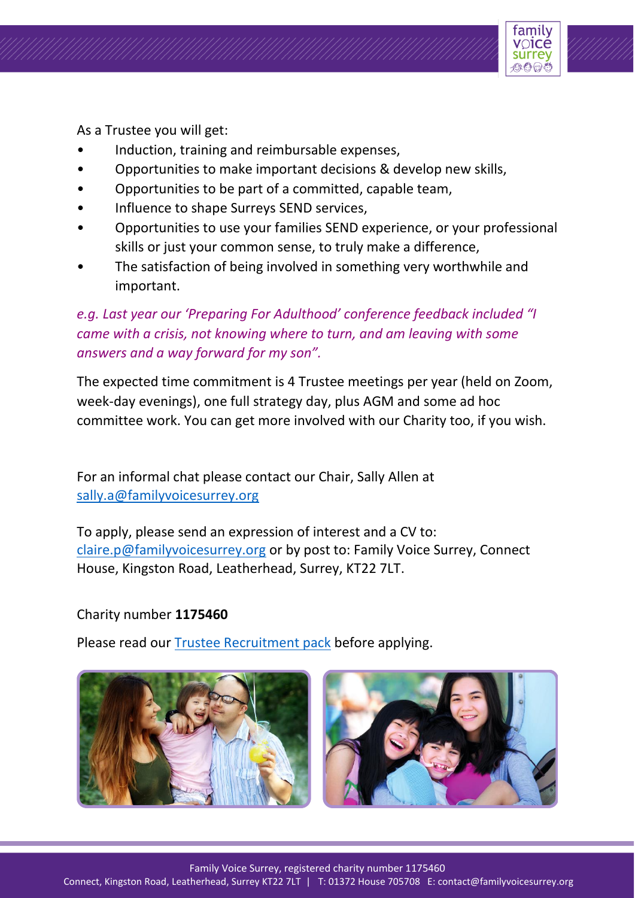As a Trustee you will get:

- Induction, training and reimbursable expenses,
- Opportunities to make important decisions & develop new skills,
- Opportunities to be part of a committed, capable team,
- Influence to shape Surreys SEND services,
- Opportunities to use your families SEND experience, or your professional skills or just your common sense, to truly make a difference,
- The satisfaction of being involved in something very worthwhile and important.

*e.g. Last year our 'Preparing For Adulthood' conference feedback included "I came with a crisis, not knowing where to turn, and am leaving with some answers and a way forward for my son".*

The expected time commitment is 4 Trustee meetings per year (held on Zoom, week-day evenings), one full strategy day, plus AGM and some ad hoc committee work. You can get more involved with our Charity too, if you wish.

For an informal chat please contact our Chair, Sally Allen at sally.a@familyvoicesurrey.org

To apply, please send an expression of interest and a CV to: claire.p@familyvoicesurrey.org or by post to: Family Voice Surrey, Connect House, Kingston Road, Leatherhead, Surrey, KT22 7LT.

Charity number **1175460**

Please read our Trustee Recruitment pack before applying.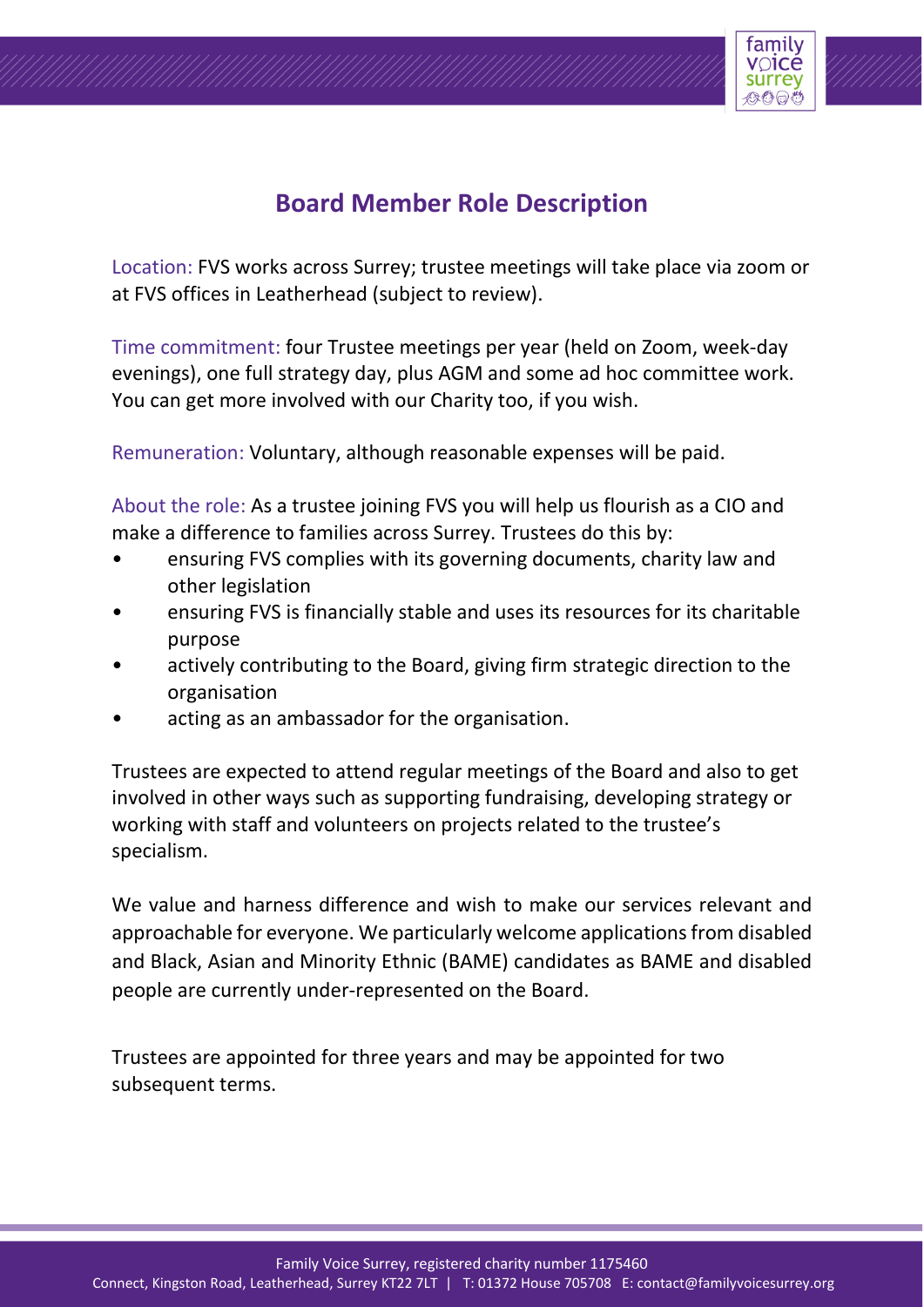## Board Member Role Description

Location: FVS works across Surrey; trustee meetings will take place via zoom or at FVS offices in Leatherhead (subject to review).

Time commitment: four Trustee meetings per year (held on Zoom, week-day evenings), one full strategy day, plus AGM and some ad hoc committee work. You can get more involved with our Charity too, if you wish.

Remuneration: Voluntary, although reasonable expenses will be paid.

About the role: As a trustee joining FVS you will help us flourish as a CIO and make a difference to families across Surrey. Trustees do this by:

- ensuring FVS complies with its governing documents, charity law and other legislation
- ensuring FVS is financially stable and uses its resources for its charitable purpose
- actively contributing to the Board, giving firm strategic direction to the organisation
- acting as an ambassador for the organisation.

Trustees are expected to attend regular meetings of the Board and also to get involved in other ways such as supporting fundraising, developing strategy or working with staff and volunteers on projects related to the trustee's specialism.

We value and harness difference and wish to make our services relevant and approachable for everyone. We particularly welcome applications from disabled and Black, Asian and Minority Ethnic (BAME) candidates as BAME and disabled people are currently under-represented on the Board.

Trustees are appointed for three years and may be appointed for two subsequent terms.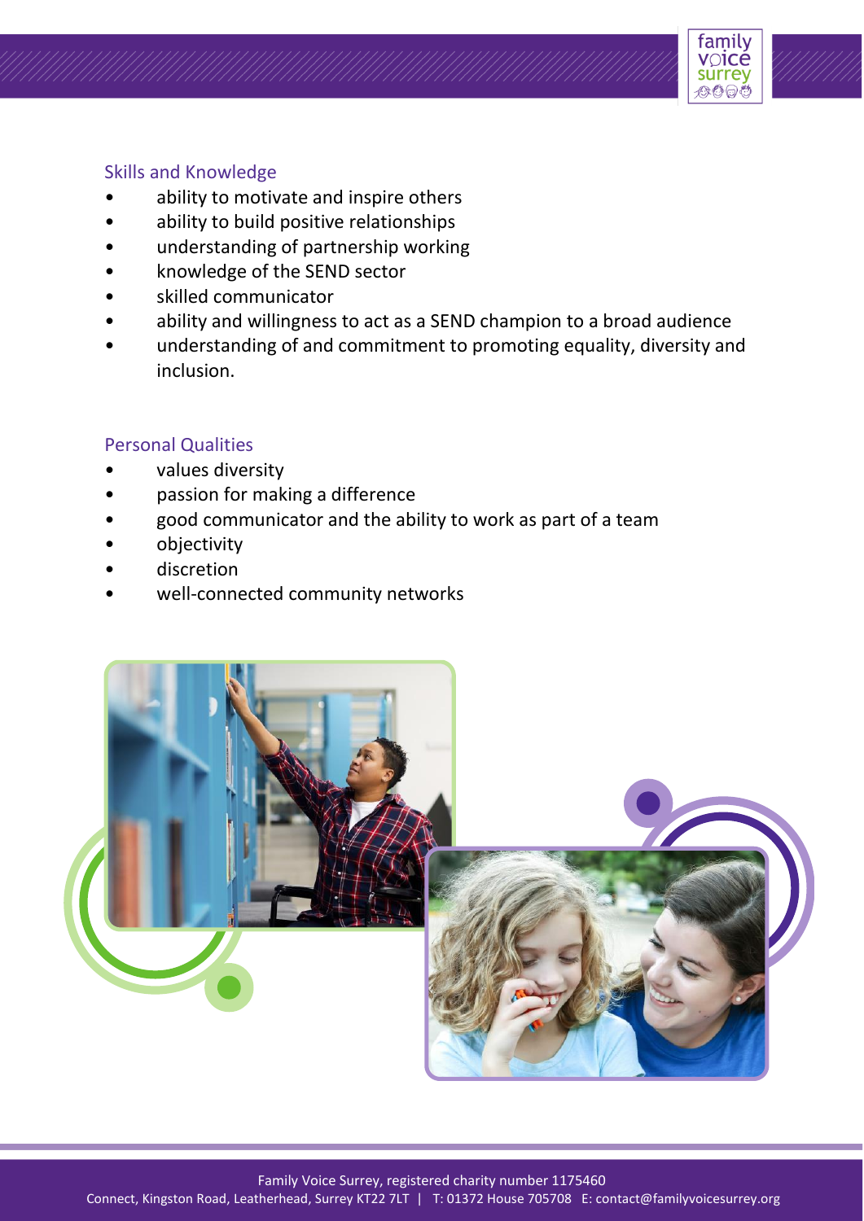### Skills and Knowledge

- ability to motivate and inspire others
- ability to build positive relationships
- understanding of partnership working
- knowledge of the SEND sector
- skilled communicator
- ability and willingness to act as a SEND champion to a broad audience
- understanding of and commitment to promoting equality, diversity and inclusion.

### Personal Qualities

- values diversity
- passion for making a difference
- good communicator and the ability to work as part of a team
- objectivity
- discretion
- well-connected community networks

Family Voice Surrey, registered charity number 1175460
Connect, Kingston Road, Leatherhead, Surrey KT22 7LT | T: 01372 House 705708 E: contact@familyvoicesurrey.org